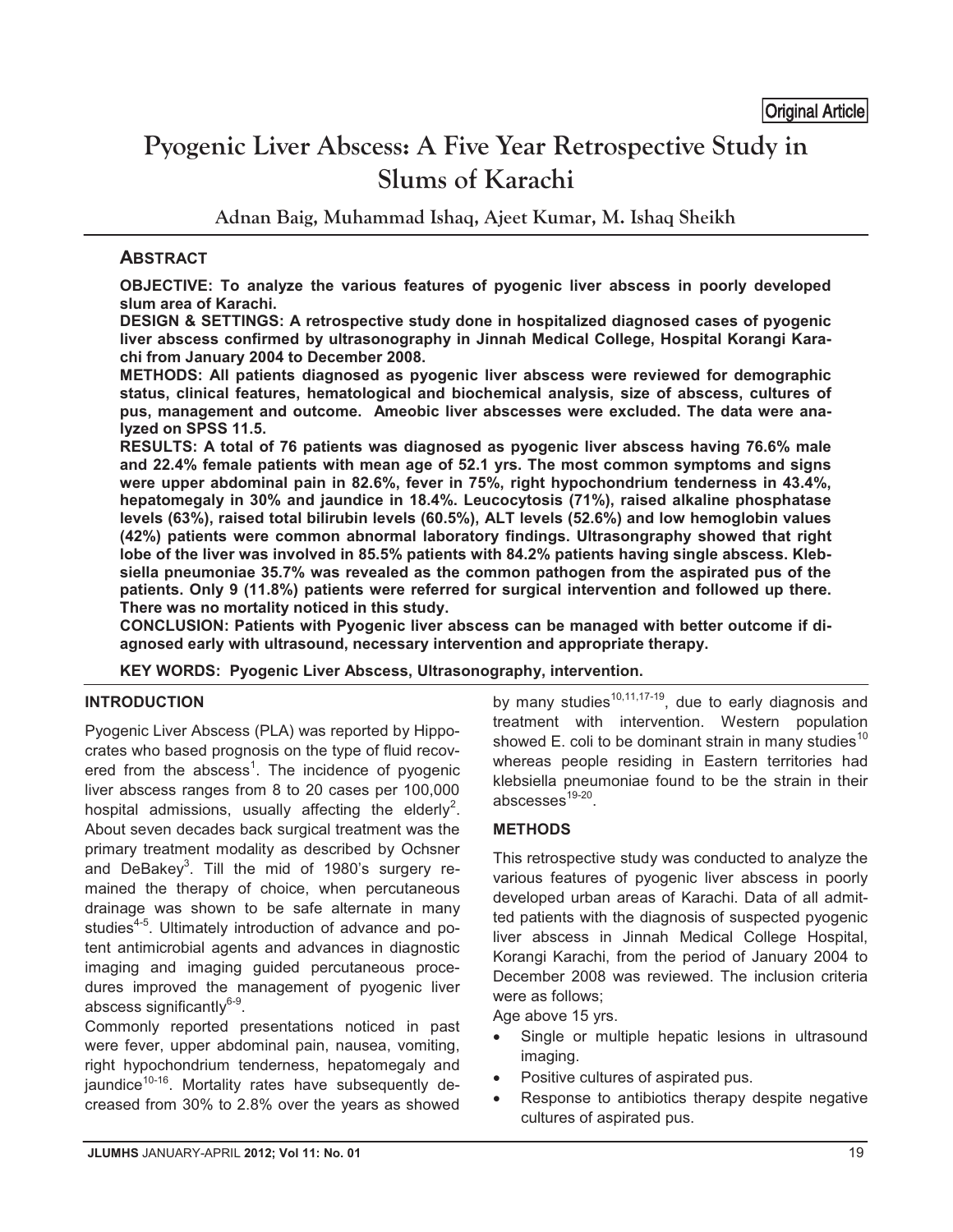Original Article

# Pyogenic Liver Abscess: A Five Year Retrospective Study in Slums of Karachi

**Adnan Baig, Muhammad Ishaq, Ajeet Kumar, M. Ishaq Sheikh**

## ABSTRACT

**OBJECTIVE: To analyze the various features of pyogenic liver abscess in poorly developed slum area of Karachi.**

**DESIGN & SETTINGS: A retrospective study done in hospitalized diagnosed cases of pyogenic liver abscess confirmed by ultrasonography in Jinnah Medical College, Hospital Korangi Karachi from January 2004 to December 2008.**

**METHODS: All patients diagnosed as pyogenic liver abscess were reviewed for demographic status, clinical features, hematological and biochemical analysis, size of abscess, cultures of pus, management and outcome. Ameobic liver abscesses were excluded. The data were analyzed on SPSS 11.5.**

**RESULTS: A total of 76 patients was diagnosed as pyogenic liver abscess having 76.6% male and 22.4% female patients with mean age of 52.1 yrs. The most common symptoms and signs were upper abdominal pain in 82.6%, fever in 75%, right hypochondrium tenderness in 43.4%, hepatomegaly in 30% and jaundice in 18.4%. Leucocytosis (71%), raised alkaline phosphatase levels (63%), raised total bilirubin levels (60.5%), ALT levels (52.6%) and low hemoglobin values (42%) patients were common abnormal laboratory findings. Ultrasonography showed that right lobe of the liver was involved in 85.5% patients with 84.2% patients having single abscess. Klebsiella pneumoniae 35.7% was revealed as the common pathogen from the aspirated pus of the patients. Only 9 (11.8%) patients were referred for surgical intervention and followed up there. There was no mortality noticed in this study.**

**CONCLUSION: Patients with Pyogenic liver abscess can be managed with better outcome if diagnosed early with ultrasound, necessary intervention and appropriate therapy.**

**KEY WORDS: Pyogenic Liver Abscess, Ultrasonography, intervention.**

## INTRODUCTION

Pyogenic Liver Abscess (PLA) was reported by Hippocrates who based prognosis on the type of fluid recovered from the abscess[1]. The incidence of pyogenic liver abscess ranges from 8 to 20 cases per 100,000 hospital admissions, usually affecting the elderly[2]. About seven decades back surgical treatment was the primary treatment modality as described by Ochsner and DeBakey[3]. Till the mid of 1980's surgery remained the therapy of choice, when percutaneous drainage was shown to be safe alternate in many studies[4-5]. Ultimately introduction of advance and potent antimicrobial agents and advances in diagnostic imaging and imaging guided percutaneous procedures improved the management of pyogenic liver abscess significantly[6-9].

Commonly reported presentations noticed in past were fever, upper abdominal pain, nausea, vomiting, right hypochondrium tenderness, hepatomegaly and jaundice[10-16]. Mortality rates have subsequently decreased from 30% to 2.8% over the years as showed by many studies[10,11,17-19], due to early diagnosis and treatment with intervention. Western population showed E. coli to be dominant strain in many studies[10] whereas people residing in Eastern territories had klebsiella pneumoniae found to be the strain in their abscesses[19-20].

## METHODS

This retrospective study was conducted to analyze the various features of pyogenic liver abscess in poorly developed urban areas of Karachi. Data of all admitted patients with the diagnosis of suspected pyogenic liver abscess in Jinnah Medical College Hospital, Korangi Karachi, from the period of January 2004 to December 2008 was reviewed. The inclusion criteria were as follows;

Age above 15 yrs.

- Single or multiple hepatic lesions in ultrasound imaging.
- Positive cultures of aspirated pus.
- Response to antibiotics therapy despite negative cultures of aspirated pus.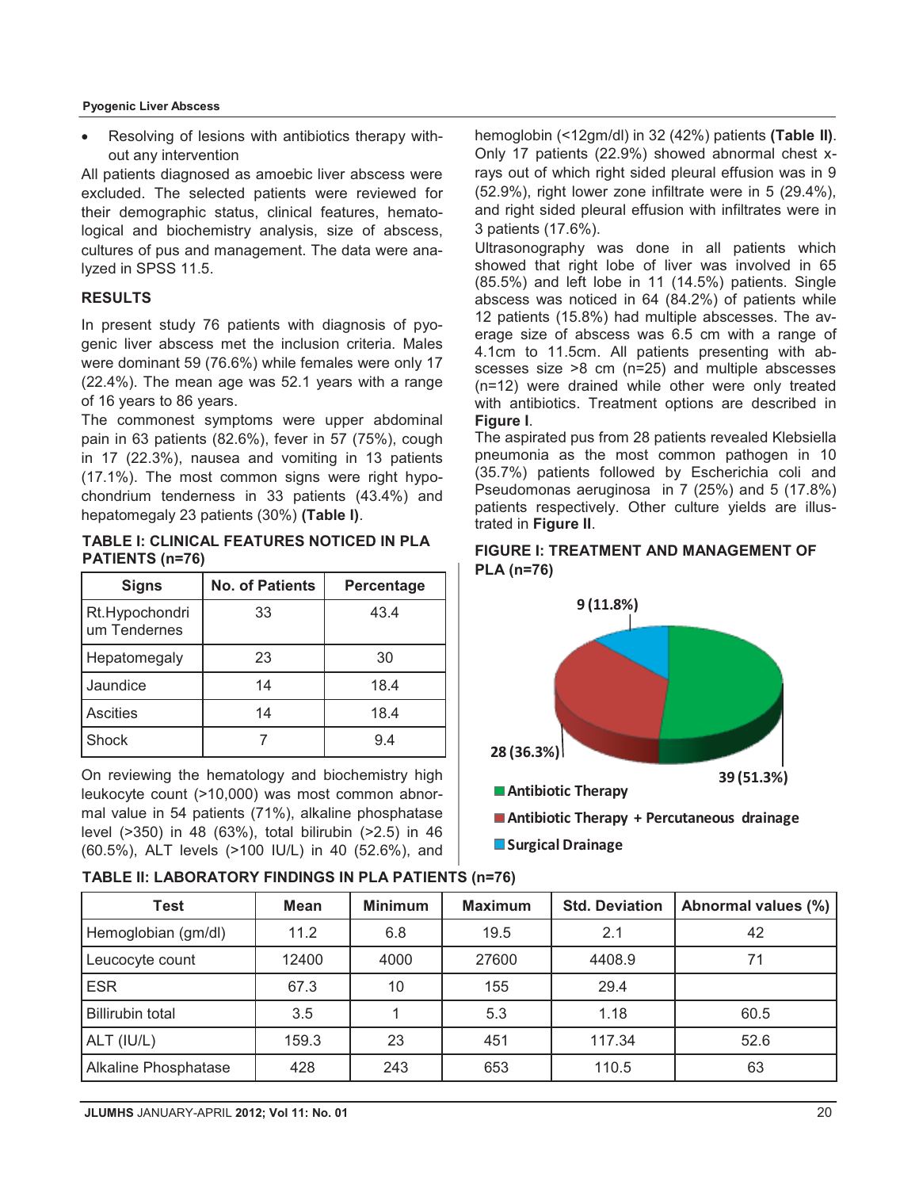- Resolving of lesions with antibiotics therapy without any intervention

All patients diagnosed as amoebic liver abscess were excluded. The selected patients were reviewed for their demographic status, clinical features, hematological and biochemistry analysis, size of abscess, cultures of pus and management. The data were analyzed in SPSS 11.5.

## RESULTS

In present study 76 patients with diagnosis of pyogenic liver abscess met the inclusion criteria. Males were dominant 59 (76.6%) while females were only 17 (22.4%). The mean age was 52.1 years with a range of 16 years to 86 years.

The commonest symptoms were upper abdominal pain in 63 patients (82.6%), fever in 57 (75%), cough in 17 (22.3%), nausea and vomiting in 13 patients (17.1%). The most common signs were right hypochondrium tenderness in 33 patients (43.4%) and hepatomegaly 23 patients (30%) **(Table I)**.

**TABLE I: CLINICAL FEATURES NOTICED IN PLA PATIENTS (n=76)**

| Signs | No. of Patients | Percentage |
|---|---|---|
| Rt.Hypochondrium Tendernes | 33 | 43.4 |
| Hepatomegaly | 23 | 30 |
| Jaundice | 14 | 18.4 |
| Ascities | 14 | 18.4 |
| Shock | 7 | 9.4 |

On reviewing the hematology and biochemistry high leukocyte count (>10,000) was most common abnormal value in 54 patients (71%), alkaline phosphatase level (>350) in 48 (63%), total bilirubin (>2.5) in 46 (60.5%), ALT levels (>100 IU/L) in 40 (52.6%), and hemoglobin (<12gm/dl) in 32 (42%) patients **(Table II)**. Only 17 patients (22.9%) showed abnormal chest x-rays out of which right sided pleural effusion was in 9 (52.9%), right lower zone infiltrate were in 5 (29.4%), and right sided pleural effusion with infiltrates were in 3 patients (17.6%).

Ultrasonography was done in all patients which showed that right lobe of liver was involved in 65 (85.5%) and left lobe in 11 (14.5%) patients. Single abscess was noticed in 64 (84.2%) of patients while 12 patients (15.8%) had multiple abscesses. The average size of abscess was 6.5 cm with a range of 4.1cm to 11.5cm. All patients presenting with abscesses size >8 cm (n=25) and multiple abscesses (n=12) were drained while other were only treated with antibiotics. Treatment options are described in **Figure I**.

The aspirated pus from 28 patients revealed Klebsiella pneumonia as the most common pathogen in 10 (35.7%) patients followed by Escherichia coli and Pseudomonas aeruginosa in 7 (25%) and 5 (17.8%) patients respectively. Other culture yields are illustrated in **Figure II**.

**FIGURE I: TREATMENT AND MANAGEMENT OF PLA (n=76)**

9 (11.8%)

28 (36.3%)

39 (51.3%)

Antibiotic Therapy

Antibiotic Therapy + Percutaneous drainage

Surgical Drainage

**TABLE II: LABORATORY FINDINGS IN PLA PATIENTS (n=76)**

| Test | Mean | Minimum | Maximum | Std. Deviation | Abnormal values (%) |
|---|---|---|---|---|---|
| Hemoglobian (gm/dl) | 11.2 | 6.8 | 19.5 | 2.1 | 42 |
| Leucocyte count | 12400 | 4000 | 27600 | 4408.9 | 71 |
| ESR | 67.3 | 10 | 155 | 29.4 | |
| Billirubin total | 3.5 | 1 | 5.3 | 1.18 | 60.5 |
| ALT (IU/L) | 159.3 | 23 | 451 | 117.34 | 52.6 |
| Alkaline Phosphatase | 428 | 243 | 653 | 110.5 | 63 |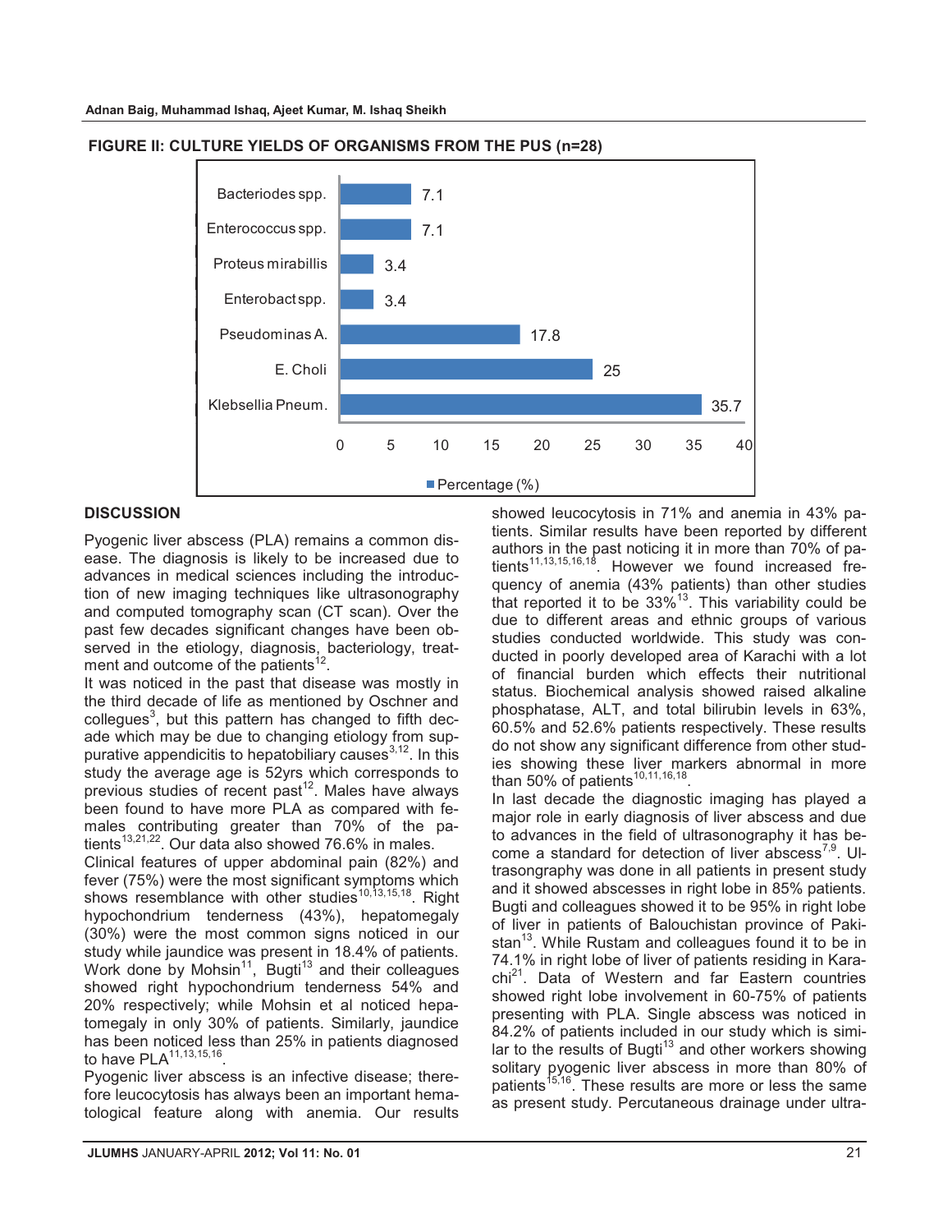**FIGURE II: CULTURE YIELDS OF ORGANISMS FROM THE PUS (n=28)**

| Organism | Percentage (%) |
|---|---|
| Bacteriodes spp. | 7.1 |
| Enterococcus spp. | 7.1 |
| Proteus mirabillis | 3.4 |
| Enterobact spp. | 3.4 |
| Pseudominas A. | 17.8 |
| E. Choli | 25 |
| Klebsellia Pneum. | 35.7 |

## DISCUSSION

Pyogenic liver abscess (PLA) remains a common disease. The diagnosis is likely to be increased due to advances in medical sciences including the introduction of new imaging techniques like ultrasonography and computed tomography scan (CT scan). Over the past few decades significant changes have been observed in the etiology, diagnosis, bacteriology, treatment and outcome of the patients[12].

It was noticed in the past that disease was mostly in the third decade of life as mentioned by Oschner and collegues[3], but this pattern has changed to fifth decade which may be due to changing etiology from suppurative appendicitis to hepatobiliary causes[3,12]. In this study the average age is 52yrs which corresponds to previous studies of recent past[12]. Males have always been found to have more PLA as compared with females contributing greater than 70% of the patients[13,21,22]. Our data also showed 76.6% in males.

Clinical features of upper abdominal pain (82%) and fever (75%) were the most significant symptoms which shows resemblance with other studies[10,13,15,18]. Right hypochondrium tenderness (43%), hepatomegaly (30%) were the most common signs noticed in our study while jaundice was present in 18.4% of patients. Work done by Mohsin[11], Bugti[13] and their colleagues showed right hypochondrium tenderness 54% and 20% respectively; while Mohsin et al noticed hepatomegaly in only 30% of patients. Similarly, jaundice has been noticed less than 25% in patients diagnosed to have PLA[11,13,15,16].

Pyogenic liver abscess is an infective disease; therefore leucocytosis has always been an important hematological feature along with anemia. Our results showed leucocytosis in 71% and anemia in 43% patients. Similar results have been reported by different authors in the past noticing it in more than 70% of patients[11,13,15,16,18]. However we found increased frequency of anemia (43% patients) than other studies that reported it to be 33%[13]. This variability could be due to different areas and ethnic groups of various studies conducted worldwide. This study was conducted in poorly developed area of Karachi with a lot of financial burden which effects their nutritional status. Biochemical analysis showed raised alkaline phosphatase, ALT, and total bilirubin levels in 63%, 60.5% and 52.6% patients respectively. These results do not show any significant difference from other studies showing these liver markers abnormal in more than 50% of patients[10,11,16,18].

In last decade the diagnostic imaging has played a major role in early diagnosis of liver abscess and due to advances in the field of ultrasonography it has become a standard for detection of liver abscess[7,9]. Ultrasongraphy was done in all patients in present study and it showed abscesses in right lobe in 85% patients. Bugti and colleagues showed it to be 95% in right lobe of liver in patients of Balouchistan province of Pakistan[13]. While Rustam and colleagues found it to be in 74.1% in right lobe of liver of patients residing in Karachi[21]. Data of Western and far Eastern countries showed right lobe involvement in 60-75% of patients presenting with PLA. Single abscess was noticed in 84.2% of patients included in our study which is similar to the results of Bugti[13] and other workers showing solitary pyogenic liver abscess in more than 80% of patients[15,16]. These results are more or less the same as present study. Percutaneous drainage under ultra-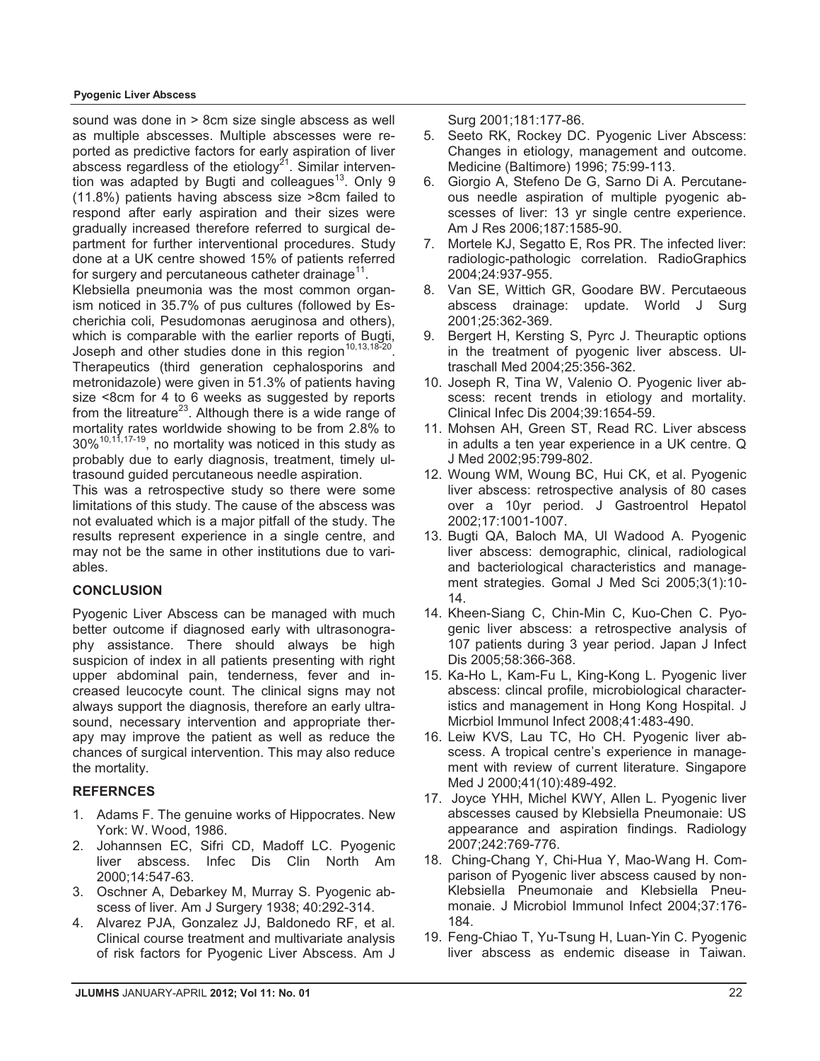sound was done in > 8cm size single abscess as well as multiple abscesses. Multiple abscesses were reported as predictive factors for early aspiration of liver abscess regardless of the etiology[21]. Similar intervention was adapted by Bugti and colleagues[13]. Only 9 (11.8%) patients having abscess size >8cm failed to respond after early aspiration and their sizes were gradually increased therefore referred to surgical department for further interventional procedures. Study done at a UK centre showed 15% of patients referred for surgery and percutaneous catheter drainage[11].

Klebsiella pneumonia was the most common organism noticed in 35.7% of pus cultures (followed by Escherichia coli, Pesudomonas aeruginosa and others), which is comparable with the earlier reports of Bugti, Joseph and other studies done in this region[10,13,18-20]. Therapeutics (third generation cephalosporins and metronidazole) were given in 51.3% of patients having size <8cm for 4 to 6 weeks as suggested by reports from the litreature[23]. Although there is a wide range of mortality rates worldwide showing to be from 2.8% to 30%[10,11,17-19], no mortality was noticed in this study as probably due to early diagnosis, treatment, timely ultrasound guided percutaneous needle aspiration.

This was a retrospective study so there were some limitations of this study. The cause of the abscess was not evaluated which is a major pitfall of the study. The results represent experience in a single centre, and may not be the same in other institutions due to variables.

## CONCLUSION

Pyogenic Liver Abscess can be managed with much better outcome if diagnosed early with ultrasonography assistance. There should always be high suspicion of index in all patients presenting with right upper abdominal pain, tenderness, fever and increased leucocyte count. The clinical signs may not always support the diagnosis, therefore an early ultrasound, necessary intervention and appropriate therapy may improve the patient as well as reduce the chances of surgical intervention. This may also reduce the mortality.

## REFERNCES

1. Adams F. The genuine works of Hippocrates. New York: W. Wood, 1986.
2. Johannsen EC, Sifri CD, Madoff LC. Pyogenic liver abscess. Infec Dis Clin North Am 2000;14:547-63.
3. Oschner A, Debarkey M, Murray S. Pyogenic abscess of liver. Am J Surgery 1938; 40:292-314.
4. Alvarez PJA, Gonzalez JJ, Baldonedo RF, et al. Clinical course treatment and multivariate analysis of risk factors for Pyogenic Liver Abscess. Am J Surg 2001;181:177-86.
5. Seeto RK, Rockey DC. Pyogenic Liver Abscess: Changes in etiology, management and outcome. Medicine (Baltimore) 1996; 75:99-113.
6. Giorgio A, Stefeno De G, Sarno Di A. Percutaneous needle aspiration of multiple pyogenic abscesses of liver: 13 yr single centre experience. Am J Res 2006;187:1585-90.
7. Mortele KJ, Segatto E, Ros PR. The infected liver: radiologic-pathologic correlation. RadioGraphics 2004;24:937-955.
8. Van SE, Wittich GR, Goodare BW. Percutaeous abscess drainage: update. World J Surg 2001;25:362-369.
9. Bergert H, Kersting S, Pyrc J. Theuraptic options in the treatment of pyogenic liver abscess. Ultraschall Med 2004;25:356-362.
10. Joseph R, Tina W, Valenio O. Pyogenic liver abscess: recent trends in etiology and mortality. Clinical Infec Dis 2004;39:1654-59.
11. Mohsen AH, Green ST, Read RC. Liver abscess in adults a ten year experience in a UK centre. Q J Med 2002;95:799-802.
12. Woung WM, Woung BC, Hui CK, et al. Pyogenic liver abscess: retrospective analysis of 80 cases over a 10yr period. J Gastroentrol Hepatol 2002;17:1001-1007.
13. Bugti QA, Baloch MA, Ul Wadood A. Pyogenic liver abscess: demographic, clinical, radiological and bacteriological characteristics and management strategies. Gomal J Med Sci 2005;3(1):10-14.
14. Kheen-Siang C, Chin-Min C, Kuo-Chen C. Pyogenic liver abscess: a retrospective analysis of 107 patients during 3 year period. Japan J Infect Dis 2005;58:366-368.
15. Ka-Ho L, Kam-Fu L, King-Kong L. Pyogenic liver abscess: clincal profile, microbiological characteristics and management in Hong Kong Hospital. J Micrbiol Immunol Infect 2008;41:483-490.
16. Leiw KVS, Lau TC, Ho CH. Pyogenic liver abscess. A tropical centre's experience in management with review of current literature. Singapore Med J 2000;41(10):489-492.
17. Joyce YHH, Michel KWY, Allen L. Pyogenic liver abscesses caused by Klebsiella Pneumonaie: US appearance and aspiration findings. Radiology 2007;242:769-776.
18. Ching-Chang Y, Chi-Hua Y, Mao-Wang H. Comparison of Pyogenic liver abscess caused by non-Klebsiella Pneumonaie and Klebsiella Pneumonaie. J Microbiol Immunol Infect 2004;37:176-184.
19. Feng-Chiao T, Yu-Tsung H, Luan-Yin C. Pyogenic liver abscess as endemic disease in Taiwan.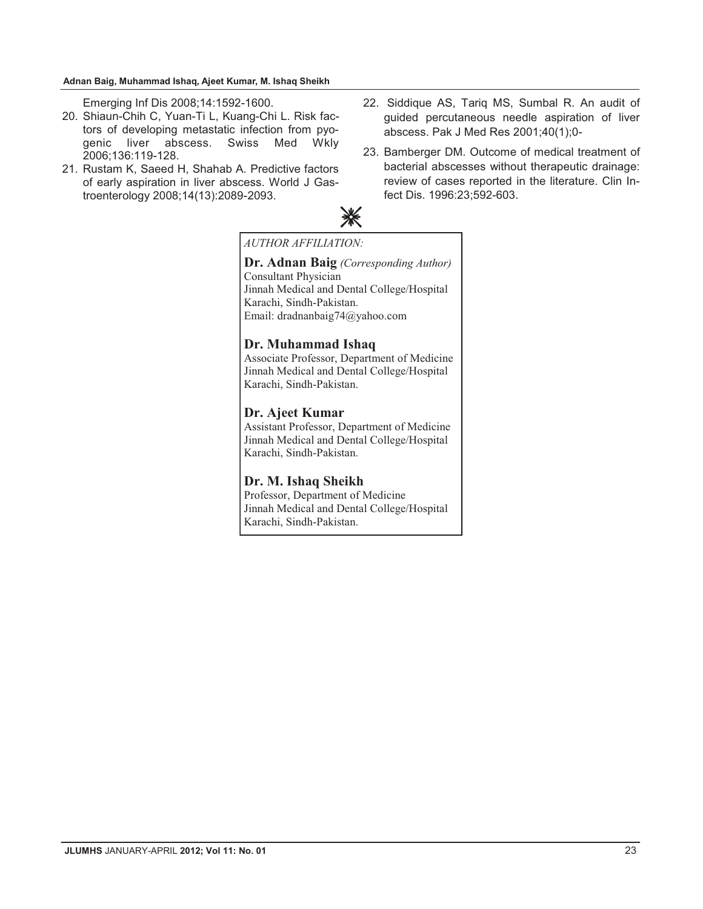Emerging Inf Dis 2008;14:1592-1600.

20. Shiaun-Chih C, Yuan-Ti L, Kuang-Chi L. Risk factors of developing metastatic infection from pyogenic liver abscess. Swiss Med Wkly 2006;136:119-128.
21. Rustam K, Saeed H, Shahab A. Predictive factors of early aspiration in liver abscess. World J Gastroenterology 2008;14(13):2089-2093.
22. Siddique AS, Tariq MS, Sumbal R. An audit of guided percutaneous needle aspiration of liver abscess. Pak J Med Res 2001;40(1);0-
23. Bamberger DM. Outcome of medical treatment of bacterial abscesses without therapeutic drainage: review of cases reported in the literature. Clin Infect Dis. 1996:23;592-603.

*AUTHOR AFFILIATION:*

**Dr. Adnan Baig** *(Corresponding Author)*
Consultant Physician
Jinnah Medical and Dental College/Hospital
Karachi, Sindh-Pakistan.
Email: dradnanbaig74@yahoo.com

**Dr. Muhammad Ishaq**
Associate Professor, Department of Medicine
Jinnah Medical and Dental College/Hospital
Karachi, Sindh-Pakistan.

**Dr. Ajeet Kumar**
Assistant Professor, Department of Medicine
Jinnah Medical and Dental College/Hospital
Karachi, Sindh-Pakistan.

**Dr. M. Ishaq Sheikh**
Professor, Department of Medicine
Jinnah Medical and Dental College/Hospital
Karachi, Sindh-Pakistan.